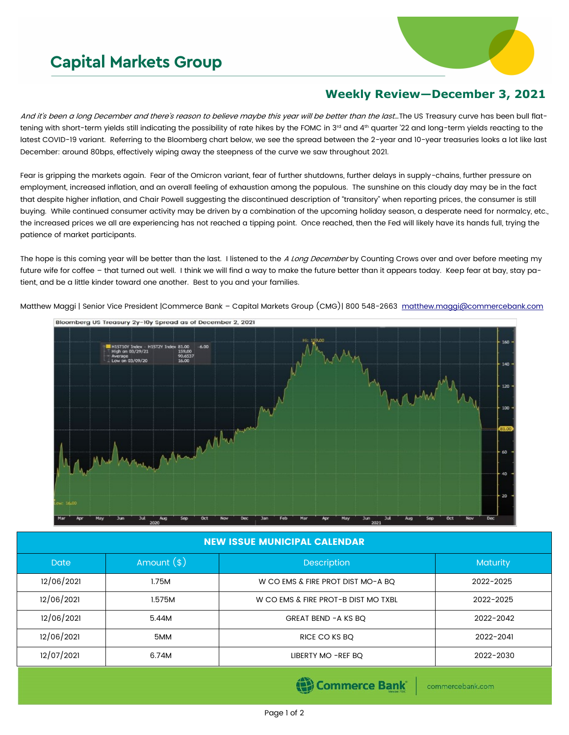# Capital Markets Group

## Weekly Review—December 3, 2021

*And it's been a long December and there's reason to believe maybe this year will be better than the last…* The US Treasury curve has been bull flattening with short-term yields still indicating the possibility of rate hikes by the FOMC in 3rd and 4th quarter '22 and long-term yields reacting to the latest COVID-19 variant. Referring to the Bloomberg chart below, we see the spread between the 2-year and 10-year treasuries looks a lot like last December: around 80bps, effectively wiping away the steepness of the curve we saw throughout 2021.

Fear is gripping the markets again. Fear of the Omicron variant, fear of further shutdowns, further delays in supply-chains, further pressure on employment, increased inflation, and an overall feeling of exhaustion among the populous. The sunshine on this cloudy day may be in the fact that despite higher inflation, and Chair Powell suggesting the discontinued description of "transitory" when reporting prices, the consumer is still buying. While continued consumer activity may be driven by a combination of the upcoming holiday season, a desperate need for normalcy, etc., the increased prices we all are experiencing has not reached a tipping point. Once reached, then the Fed will likely have its hands full, trying the patience of market participants.

The hope is this coming year will be better than the last. I listened to the *A Long December* by Counting Crows over and over before meeting my future wife for coffee – that turned out well. I think we will find a way to make the future better than it appears today. Keep fear at bay, stay patient, and be a little kinder toward one another. Best to you and your families.

Matthew Maggi | Senior Vice President |Commerce Bank – Capital Markets Group (CMG)| 800 548-2663 matthew.maggi@commercebank.com

Bloomberg US Treasury 2y-10y Spread as of December 2, 2021

| NEW ISSUE MUNICIPAL CALENDAR | | | |
|---|---|---|---|
| Date | Amount ($) | Description | Maturity |
| 12/06/2021 | 1.75M | W CO EMS & FIRE PROT DIST MO-A BQ | 2022-2025 |
| 12/06/2021 | 1.575M | W CO EMS & FIRE PROT-B DIST MO TXBL | 2022-2025 |
| 12/06/2021 | 5.44M | GREAT BEND -A KS BQ | 2022-2042 |
| 12/06/2021 | 5MM | RICE CO KS BQ | 2022-2041 |
| 12/07/2021 | 6.74M | LIBERTY MO -REF BQ | 2022-2030 |

Commerce Bank | commercebank.com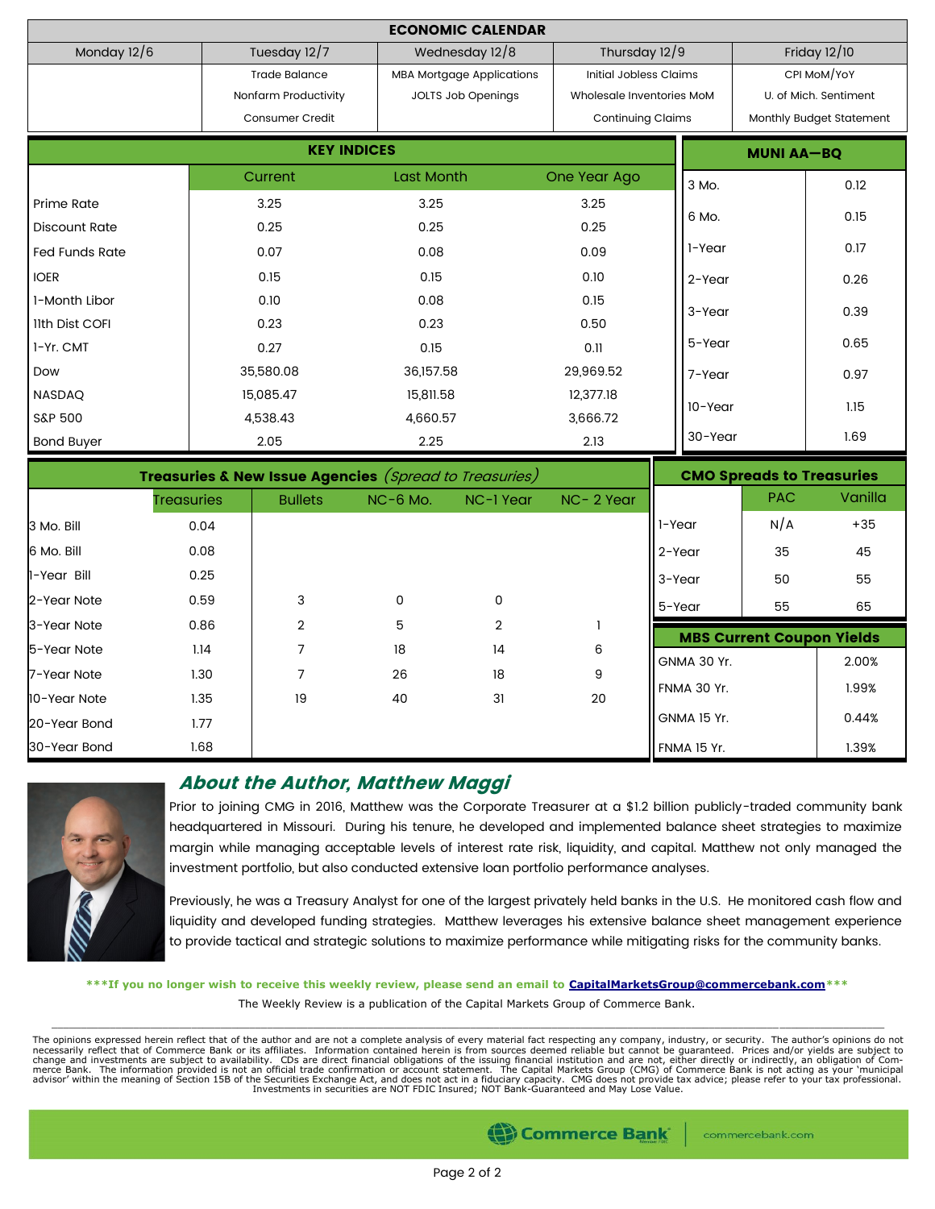## ECONOMIC CALENDAR

| Monday 12/6 | Tuesday 12/7 | Wednesday 12/8 | Thursday 12/9 | Friday 12/10 |
|---|---|---|---|---|
| | Trade Balance | MBA Mortgage Applications | Initial Jobless Claims | CPI MoM/YoY |
| | Nonfarm Productivity | JOLTS Job Openings | Wholesale Inventories MoM | U. of Mich. Sentiment |
| | Consumer Credit | | Continuing Claims | Monthly Budget Statement |

## KEY INDICES

| | Current | Last Month | One Year Ago |
|---|---|---|---|
| Prime Rate | 3.25 | 3.25 | 3.25 |
| Discount Rate | 0.25 | 0.25 | 0.25 |
| Fed Funds Rate | 0.07 | 0.08 | 0.09 |
| IOER | 0.15 | 0.15 | 0.10 |
| 1-Month Libor | 0.10 | 0.08 | 0.15 |
| 11th Dist COFI | 0.23 | 0.23 | 0.50 |
| 1-Yr. CMT | 0.27 | 0.15 | 0.11 |
| Dow | 35,580.08 | 36,157.58 | 29,969.52 |
| NASDAQ | 15,085.47 | 15,811.58 | 12,377.18 |
| S&P 500 | 4,538.43 | 4,660.57 | 3,666.72 |
| Bond Buyer | 2.05 | 2.25 | 2.13 |

## MUNI AA—BQ

| | |
|---|---|
| 3 Mo. | 0.12 |
| 6 Mo. | 0.15 |
| 1-Year | 0.17 |
| 2-Year | 0.26 |
| 3-Year | 0.39 |
| 5-Year | 0.65 |
| 7-Year | 0.97 |
| 10-Year | 1.15 |
| 30-Year | 1.69 |

## Treasuries & New Issue Agencies *(Spread to Treasuries)*

| | Treasuries | Bullets | NC-6 Mo. | NC-1 Year | NC- 2 Year |
|---|---|---|---|---|---|
| 3 Mo. Bill | 0.04 | | | | |
| 6 Mo. Bill | 0.08 | | | | |
| 1-Year Bill | 0.25 | | | | |
| 2-Year Note | 0.59 | 3 | 0 | 0 | |
| 3-Year Note | 0.86 | 2 | 5 | 2 | 1 |
| 5-Year Note | 1.14 | 7 | 18 | 14 | 6 |
| 7-Year Note | 1.30 | 7 | 26 | 18 | 9 |
| 10-Year Note | 1.35 | 19 | 40 | 31 | 20 |
| 20-Year Bond | 1.77 | | | | |
| 30-Year Bond | 1.68 | | | | |

## CMO Spreads to Treasuries

| | PAC | Vanilla |
|---|---|---|
| 1-Year | N/A | +35 |
| 2-Year | 35 | 45 |
| 3-Year | 50 | 55 |
| 5-Year | 55 | 65 |

## MBS Current Coupon Yields

| | |
|---|---|
| GNMA 30 Yr. | 2.00% |
| FNMA 30 Yr. | 1.99% |
| GNMA 15 Yr. | 0.44% |
| FNMA 15 Yr. | 1.39% |

## *About the Author, Matthew Maggi*

Prior to joining CMG in 2016, Matthew was the Corporate Treasurer at a $1.2 billion publicly-traded community bank headquartered in Missouri. During his tenure, he developed and implemented balance sheet strategies to maximize margin while managing acceptable levels of interest rate risk, liquidity, and capital. Matthew not only managed the investment portfolio, but also conducted extensive loan portfolio performance analyses.

Previously, he was a Treasury Analyst for one of the largest privately held banks in the U.S. He monitored cash flow and liquidity and developed funding strategies. Matthew leverages his extensive balance sheet management experience to provide tactical and strategic solutions to maximize performance while mitigating risks for the community banks.

**\*\*\*If you no longer wish to receive this weekly review, please send an email to CapitalMarketsGroup@commercebank.com\*\*\***

The Weekly Review is a publication of the Capital Markets Group of Commerce Bank.

The opinions expressed herein reflect that of the author and are not a complete analysis of every material fact respecting any company, industry, or security. The author's opinions do not necessarily reflect that of Commerce Bank or its affiliates. Information contained herein is from sources deemed reliable but cannot be guaranteed. Prices and/or yields are subject to change and investments are subject to availability. CDs are direct financial obligations of the issuing financial institution and are not, either directly or indirectly, an obligation of Commerce Bank. The information provided is not an official trade confirmation or account statement. The Capital Markets Group (CMG) of Commerce Bank is not acting as your 'municipal advisor' within the meaning of Section 15B of the Securities Exchange Act, and does not act in a fiduciary capacity. CMG does not provide tax advice; please refer to your tax professional. Investments in securities are NOT FDIC Insured; NOT Bank-Guaranteed and May Lose Value.

Commerce Bank | commercebank.com